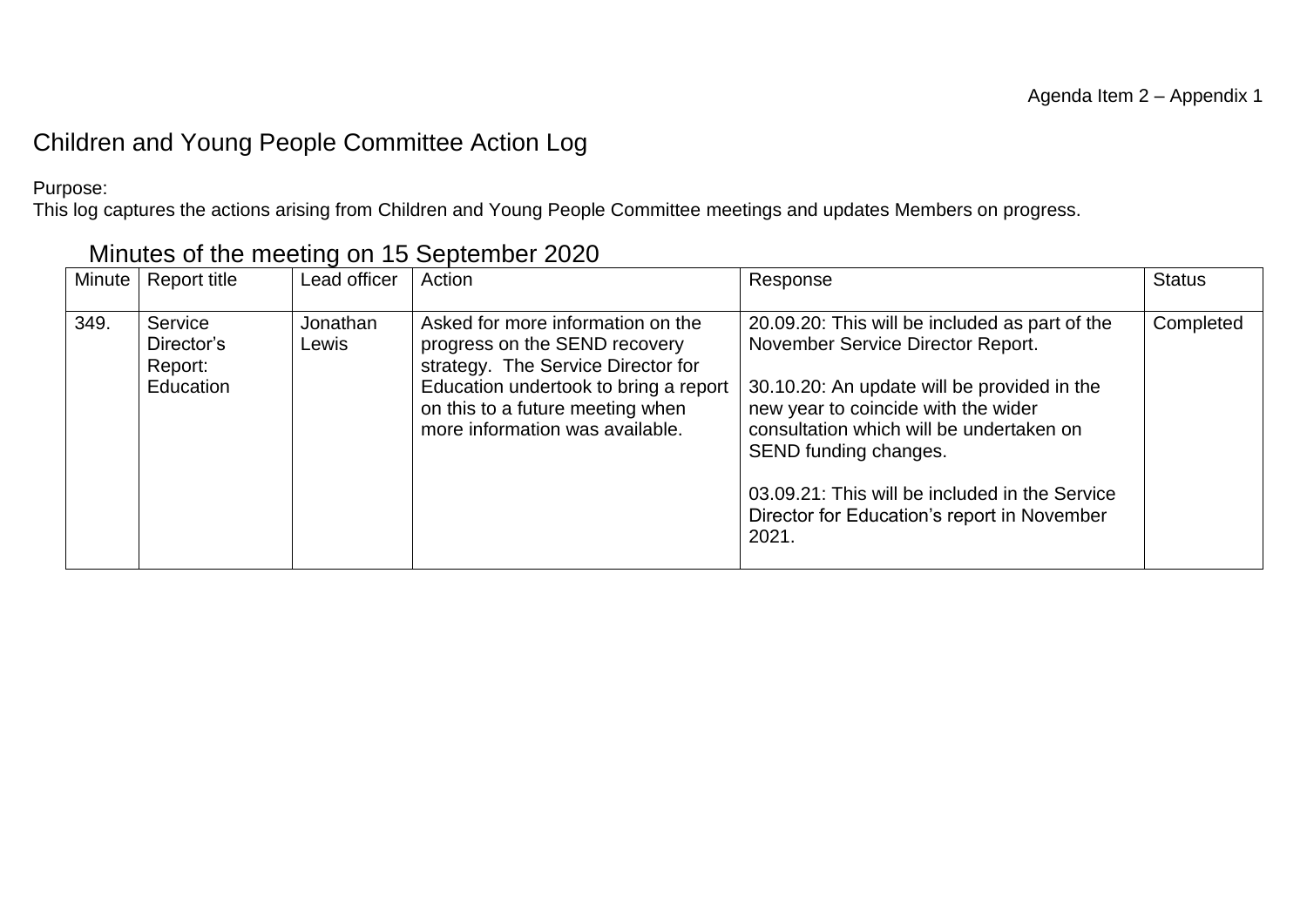Agenda Item 2 – Appendix 1

# Children and Young People Committee Action Log

Purpose:
This log captures the actions arising from Children and Young People Committee meetings and updates Members on progress.

## Minutes of the meeting on 15 September 2020

| Minute | Report title | Lead officer | Action | Response | Status |
|---|---|---|---|---|---|
| 349. | Service Director's Report: Education | Jonathan Lewis | Asked for more information on the progress on the SEND recovery strategy. The Service Director for Education undertook to bring a report on this to a future meeting when more information was available. | 20.09.20: This will be included as part of the November Service Director Report.<br><br>30.10.20: An update will be provided in the new year to coincide with the wider consultation which will be undertaken on SEND funding changes.<br><br>03.09.21: This will be included in the Service Director for Education's report in November 2021. | Completed |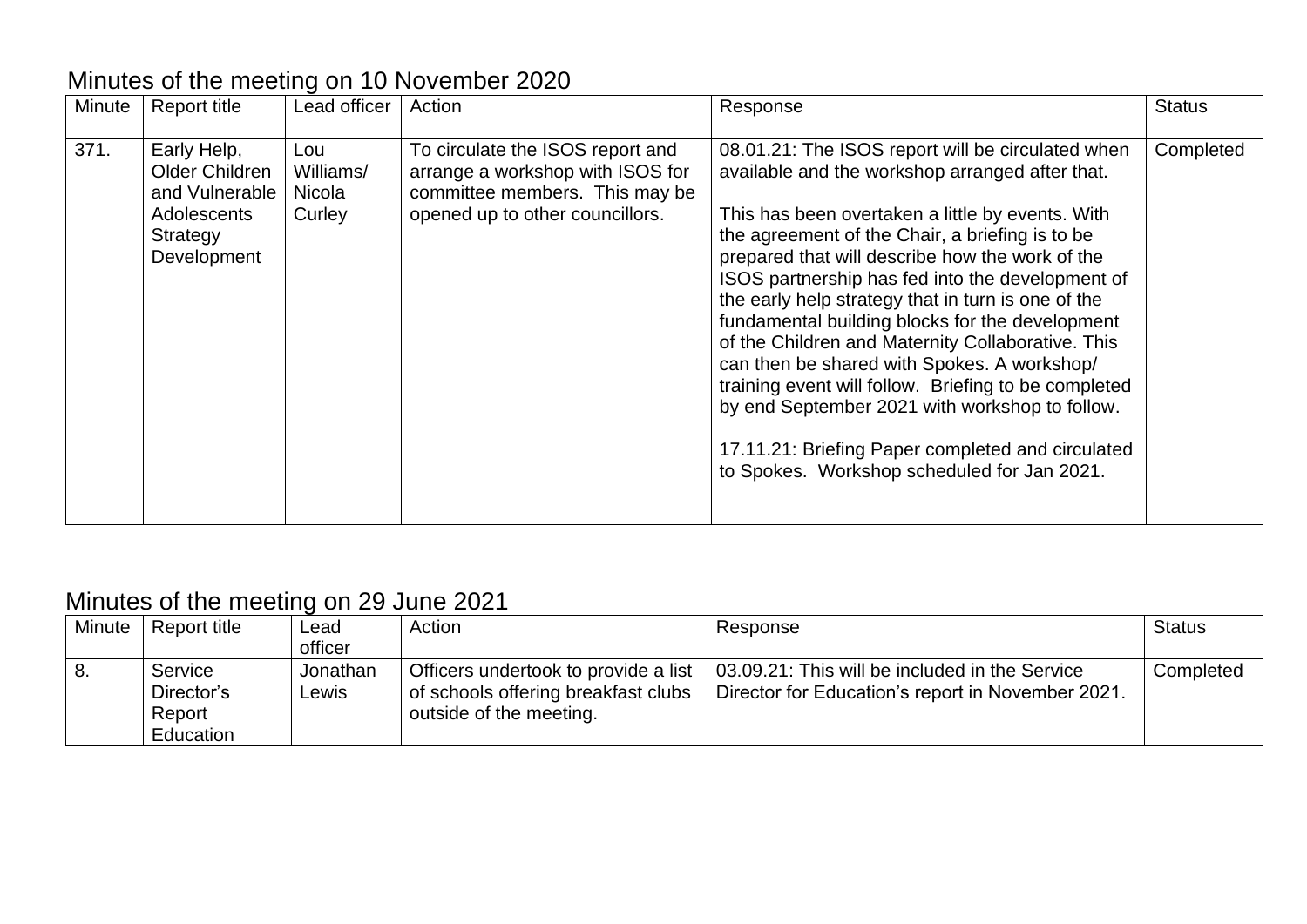## Minutes of the meeting on 10 November 2020

| Minute | Report title | Lead officer | Action | Response | Status |
|---|---|---|---|---|---|
| 371. | Early Help, Older Children and Vulnerable Adolescents Strategy Development | Lou Williams/ Nicola Curley | To circulate the ISOS report and arrange a workshop with ISOS for committee members. This may be opened up to other councillors. | 08.01.21: The ISOS report will be circulated when available and the workshop arranged after that.<br><br>This has been overtaken a little by events. With the agreement of the Chair, a briefing is to be prepared that will describe how the work of the ISOS partnership has fed into the development of the early help strategy that in turn is one of the fundamental building blocks for the development of the Children and Maternity Collaborative. This can then be shared with Spokes. A workshop/ training event will follow. Briefing to be completed by end September 2021 with workshop to follow.<br><br>17.11.21: Briefing Paper completed and circulated to Spokes. Workshop scheduled for Jan 2021. | Completed |

## Minutes of the meeting on 29 June 2021

| Minute | Report title | Lead officer | Action | Response | Status |
|---|---|---|---|---|---|
| 8. | Service Director's Report Education | Jonathan Lewis | Officers undertook to provide a list of schools offering breakfast clubs outside of the meeting. | 03.09.21: This will be included in the Service Director for Education's report in November 2021. | Completed |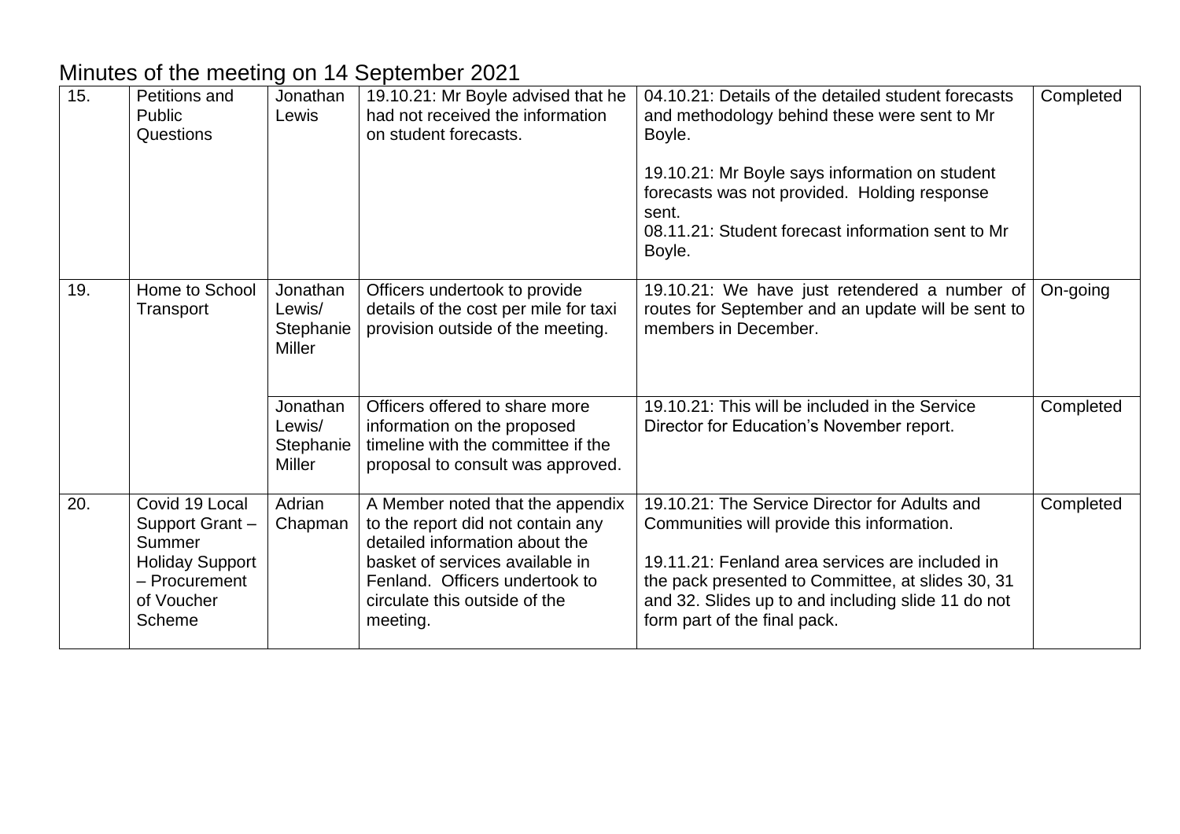## Minutes of the meeting on 14 September 2021

| | | | | | |
|---|---|---|---|---|---|
| 15. | Petitions and Public Questions | Jonathan Lewis | 19.10.21: Mr Boyle advised that he had not received the information on student forecasts. | 04.10.21: Details of the detailed student forecasts and methodology behind these were sent to Mr Boyle.<br><br>19.10.21: Mr Boyle says information on student forecasts was not provided. Holding response sent.<br>08.11.21: Student forecast information sent to Mr Boyle. | Completed |
| 19. | Home to School Transport | Jonathan Lewis/ Stephanie Miller | Officers undertook to provide details of the cost per mile for taxi provision outside of the meeting. | 19.10.21: We have just retendered a number of routes for September and an update will be sent to members in December. | On-going |
| | | Jonathan Lewis/ Stephanie Miller | Officers offered to share more information on the proposed timeline with the committee if the proposal to consult was approved. | 19.10.21: This will be included in the Service Director for Education's November report. | Completed |
| 20. | Covid 19 Local Support Grant – Summer Holiday Support – Procurement of Voucher Scheme | Adrian Chapman | A Member noted that the appendix to the report did not contain any detailed information about the basket of services available in Fenland. Officers undertook to circulate this outside of the meeting. | 19.10.21: The Service Director for Adults and Communities will provide this information.<br><br>19.11.21: Fenland area services are included in the pack presented to Committee, at slides 30, 31 and 32. Slides up to and including slide 11 do not form part of the final pack. | Completed |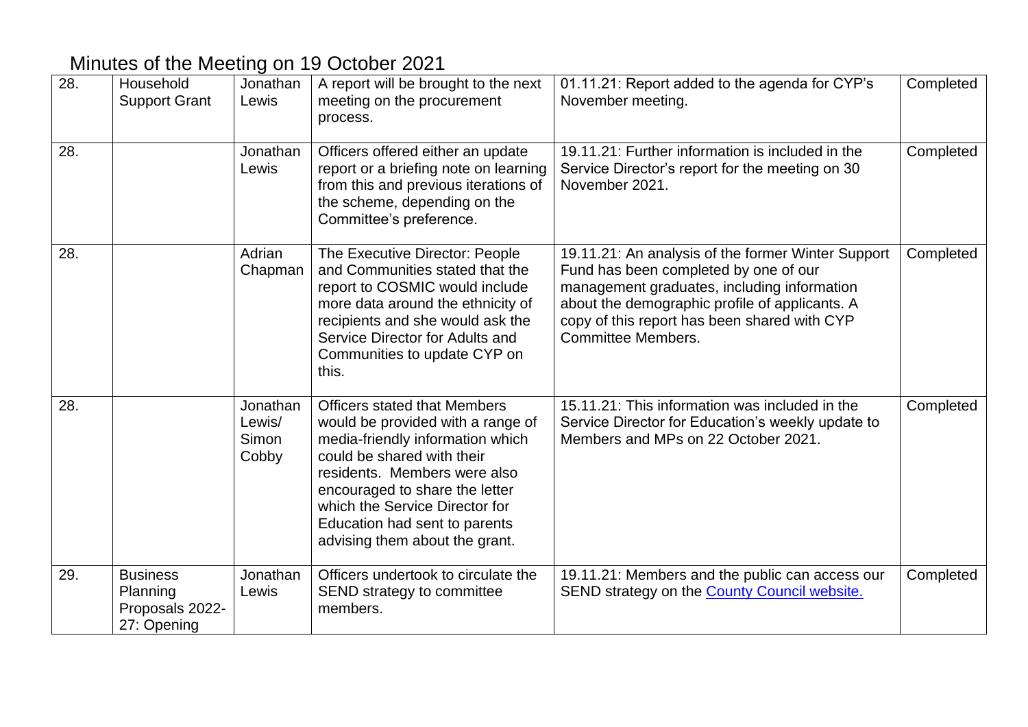## Minutes of the Meeting on 19 October 2021

| | | | | | |
|---|---|---|---|---|---|
| 28. | Household Support Grant | Jonathan Lewis | A report will be brought to the next meeting on the procurement process. | 01.11.21: Report added to the agenda for CYP's November meeting. | Completed |
| 28. | | Jonathan Lewis | Officers offered either an update report or a briefing note on learning from this and previous iterations of the scheme, depending on the Committee's preference. | 19.11.21: Further information is included in the Service Director's report for the meeting on 30 November 2021. | Completed |
| 28. | | Adrian Chapman | The Executive Director: People and Communities stated that the report to COSMIC would include more data around the ethnicity of recipients and she would ask the Service Director for Adults and Communities to update CYP on this. | 19.11.21: An analysis of the former Winter Support Fund has been completed by one of our management graduates, including information about the demographic profile of applicants. A copy of this report has been shared with CYP Committee Members. | Completed |
| 28. | | Jonathan Lewis/ Simon Cobby | Officers stated that Members would be provided with a range of media-friendly information which could be shared with their residents. Members were also encouraged to share the letter which the Service Director for Education had sent to parents advising them about the grant. | 15.11.21: This information was included in the Service Director for Education's weekly update to Members and MPs on 22 October 2021. | Completed |
| 29. | Business Planning Proposals 2022-27: Opening | Jonathan Lewis | Officers undertook to circulate the SEND strategy to committee members. | 19.11.21: Members and the public can access our SEND strategy on the County Council website. | Completed |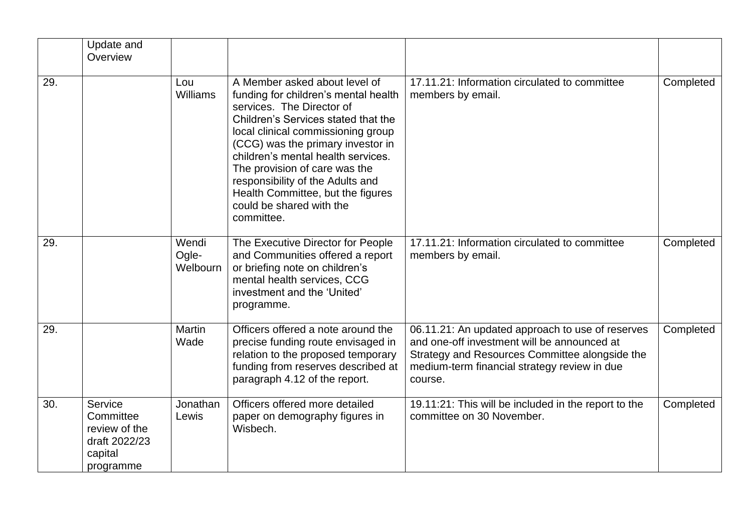| | | | | | |
|---|---|---|---|---|---|
| | Update and Overview | | | | |
| 29. | | Lou Williams | A Member asked about level of funding for children's mental health services. The Director of Children's Services stated that the local clinical commissioning group (CCG) was the primary investor in children's mental health services. The provision of care was the responsibility of the Adults and Health Committee, but the figures could be shared with the committee. | 17.11.21: Information circulated to committee members by email. | Completed |
| 29. | | Wendi Ogle-Welbourn | The Executive Director for People and Communities offered a report or briefing note on children's mental health services, CCG investment and the 'United' programme. | 17.11.21: Information circulated to committee members by email. | Completed |
| 29. | | Martin Wade | Officers offered a note around the precise funding route envisaged in relation to the proposed temporary funding from reserves described at paragraph 4.12 of the report. | 06.11.21: An updated approach to use of reserves and one-off investment will be announced at Strategy and Resources Committee alongside the medium-term financial strategy review in due course. | Completed |
| 30. | Service Committee review of the draft 2022/23 capital programme | Jonathan Lewis | Officers offered more detailed paper on demography figures in Wisbech. | 19.11:21: This will be included in the report to the committee on 30 November. | Completed |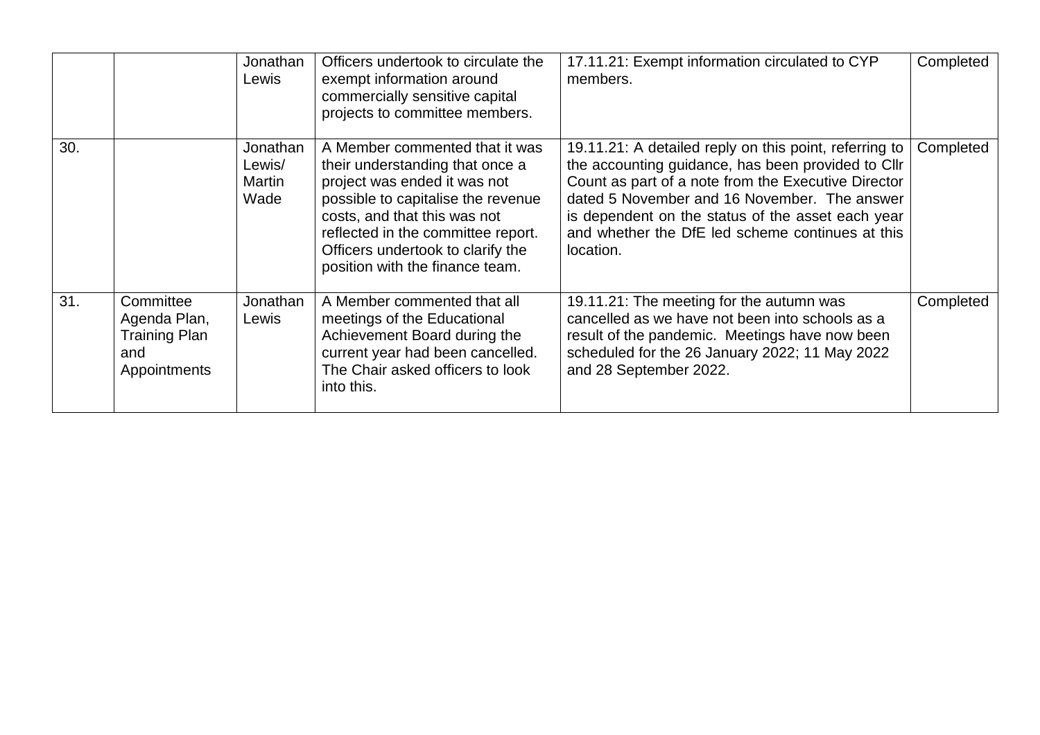| | | | | | |
|---|---|---|---|---|---|
| | | Jonathan Lewis | Officers undertook to circulate the exempt information around commercially sensitive capital projects to committee members. | 17.11.21: Exempt information circulated to CYP members. | Completed |
| 30. | | Jonathan Lewis/ Martin Wade | A Member commented that it was their understanding that once a project was ended it was not possible to capitalise the revenue costs, and that this was not reflected in the committee report. Officers undertook to clarify the position with the finance team. | 19.11.21: A detailed reply on this point, referring to the accounting guidance, has been provided to Cllr Count as part of a note from the Executive Director dated 5 November and 16 November. The answer is dependent on the status of the asset each year and whether the DfE led scheme continues at this location. | Completed |
| 31. | Committee Agenda Plan, Training Plan and Appointments | Jonathan Lewis | A Member commented that all meetings of the Educational Achievement Board during the current year had been cancelled. The Chair asked officers to look into this. | 19.11.21: The meeting for the autumn was cancelled as we have not been into schools as a result of the pandemic. Meetings have now been scheduled for the 26 January 2022; 11 May 2022 and 28 September 2022. | Completed |